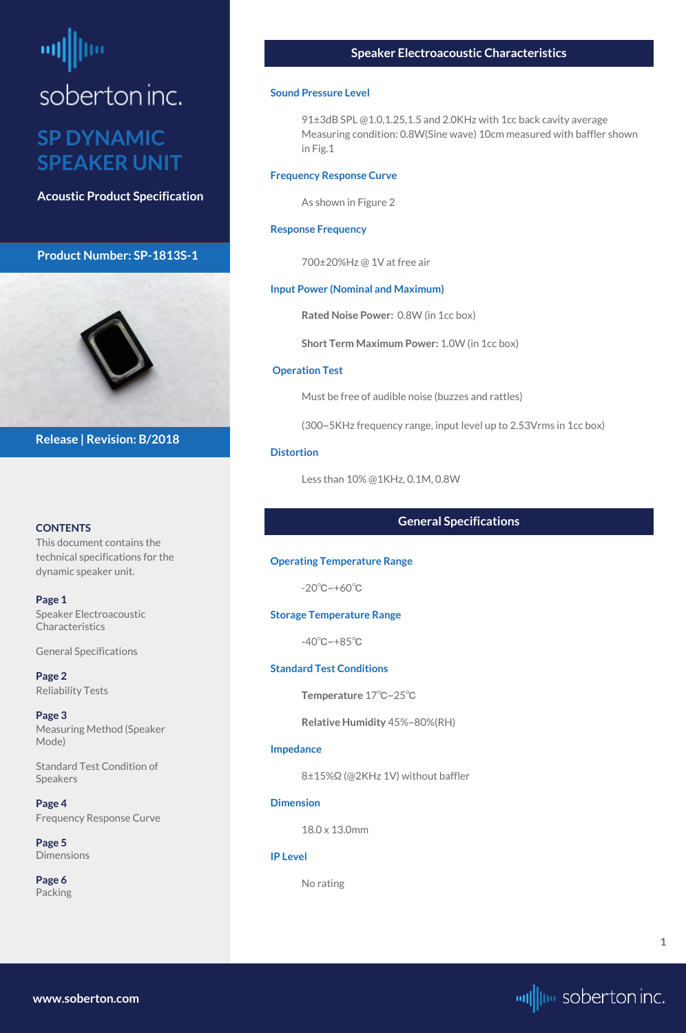# SP DYNAMIC SPEAKER UNIT

**Acoustic Product Specification**

**Product Number: SP-1813S-1**

**Release | Revision: B/2018**

**CONTENTS**

This document contains the technical specifications for the dynamic speaker unit.

**Page 1**
Speaker Electroacoustic Characteristics

General Specifications

**Page 2**
Reliability Tests

**Page 3**
Measuring Method (Speaker Mode)

Standard Test Condition of Speakers

**Page 4**
Frequency Response Curve

**Page 5**
Dimensions

**Page 6**
Packing

## Speaker Electroacoustic Characteristics

### Sound Pressure Level

91±3dB SPL @1.0,1.25,1.5 and 2.0KHz with 1cc back cavity average
Measuring condition: 0.8W(Sine wave) 10cm measured with baffler shown in Fig.1

### Frequency Response Curve

As shown in Figure 2

### Response Frequency

700±20%Hz @ 1V at free air

### Input Power (Nominal and Maximum)

**Rated Noise Power:** 0.8W (in 1cc box)

**Short Term Maximum Power:** 1.0W (in 1cc box)

### Operation Test

Must be free of audible noise (buzzes and rattles)

(300~5KHz frequency range, input level up to 2.53Vrms in 1cc box)

### Distortion

Less than 10% @1KHz, 0.1M, 0.8W

## General Specifications

### Operating Temperature Range

-20℃~+60℃

### Storage Temperature Range

-40℃~+85℃

### Standard Test Conditions

**Temperature** 17℃~25℃

**Relative Humidity** 45%~80%(RH)

### Impedance

8±15%Ω (@2KHz 1V) without baffler

### Dimension

18.0 x 13.0mm

### IP Level

No rating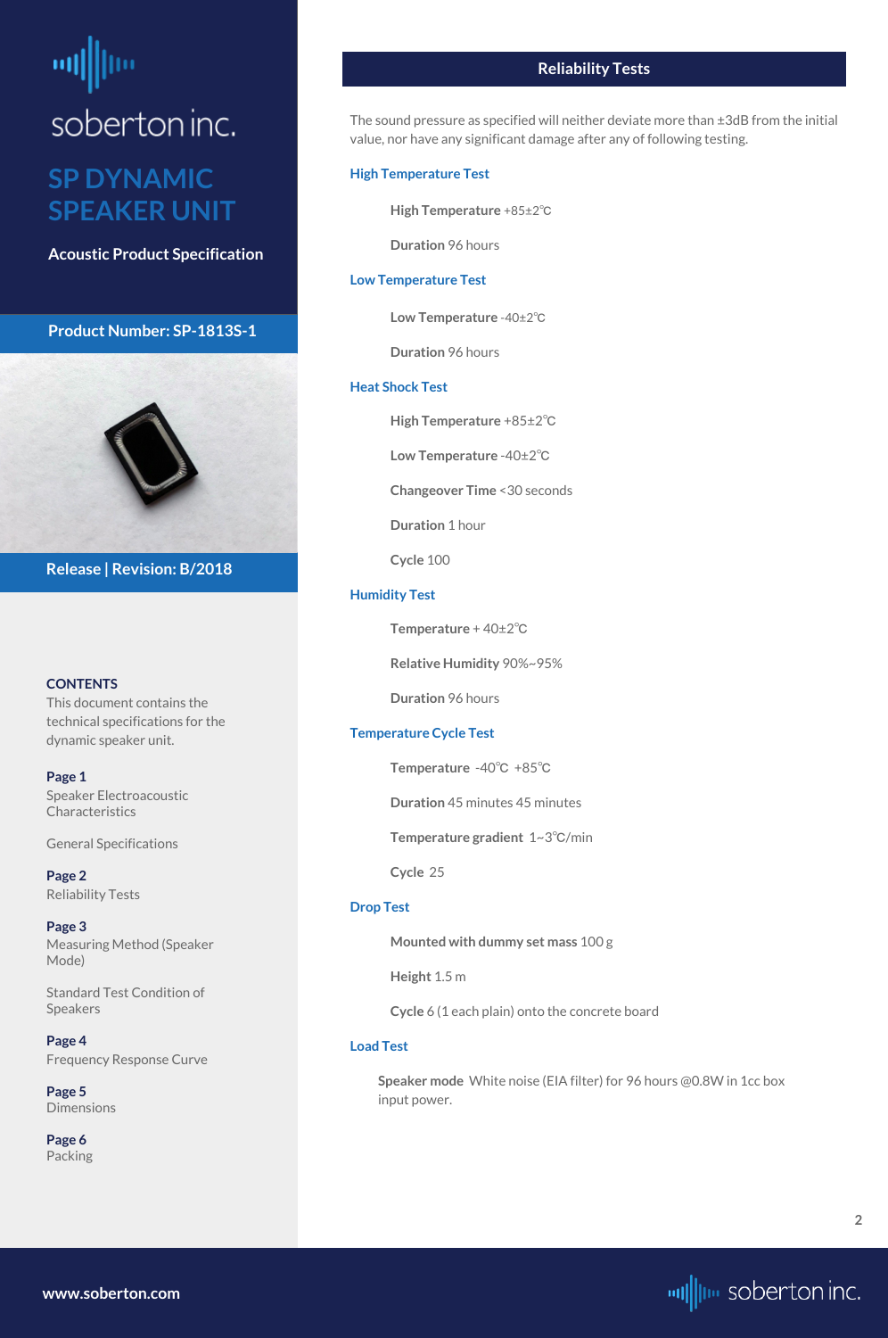soberton inc.

# SP DYNAMIC SPEAKER UNIT

**Acoustic Product Specification**

**Product Number: SP-1813S-1**

**Release | Revision: B/2018**

**CONTENTS**
This document contains the technical specifications for the dynamic speaker unit.

**Page 1**
Speaker Electroacoustic Characteristics

General Specifications

**Page 2**
Reliability Tests

**Page 3**
Measuring Method (Speaker Mode)

Standard Test Condition of Speakers

**Page 4**
Frequency Response Curve

**Page 5**
Dimensions

**Page 6**
Packing

## Reliability Tests

The sound pressure as specified will neither deviate more than ±3dB from the initial value, nor have any significant damage after any of following testing.

### High Temperature Test

**High Temperature** +85±2℃

**Duration** 96 hours

### Low Temperature Test

**Low Temperature** -40±2℃

**Duration** 96 hours

### Heat Shock Test

**High Temperature** +85±2℃

**Low Temperature** -40±2℃

**Changeover Time** <30 seconds

**Duration** 1 hour

**Cycle** 100

### Humidity Test

**Temperature** + 40±2℃

**Relative Humidity** 90%~95%

**Duration** 96 hours

### Temperature Cycle Test

**Temperature** -40℃ +85℃

**Duration** 45 minutes 45 minutes

**Temperature gradient** 1~3℃/min

**Cycle** 25

### Drop Test

**Mounted with dummy set mass** 100 g

**Height** 1.5 m

**Cycle** 6 (1 each plain) onto the concrete board

### Load Test

**Speaker mode** White noise (EIA filter) for 96 hours @0.8W in 1cc box input power.

www.soberton.com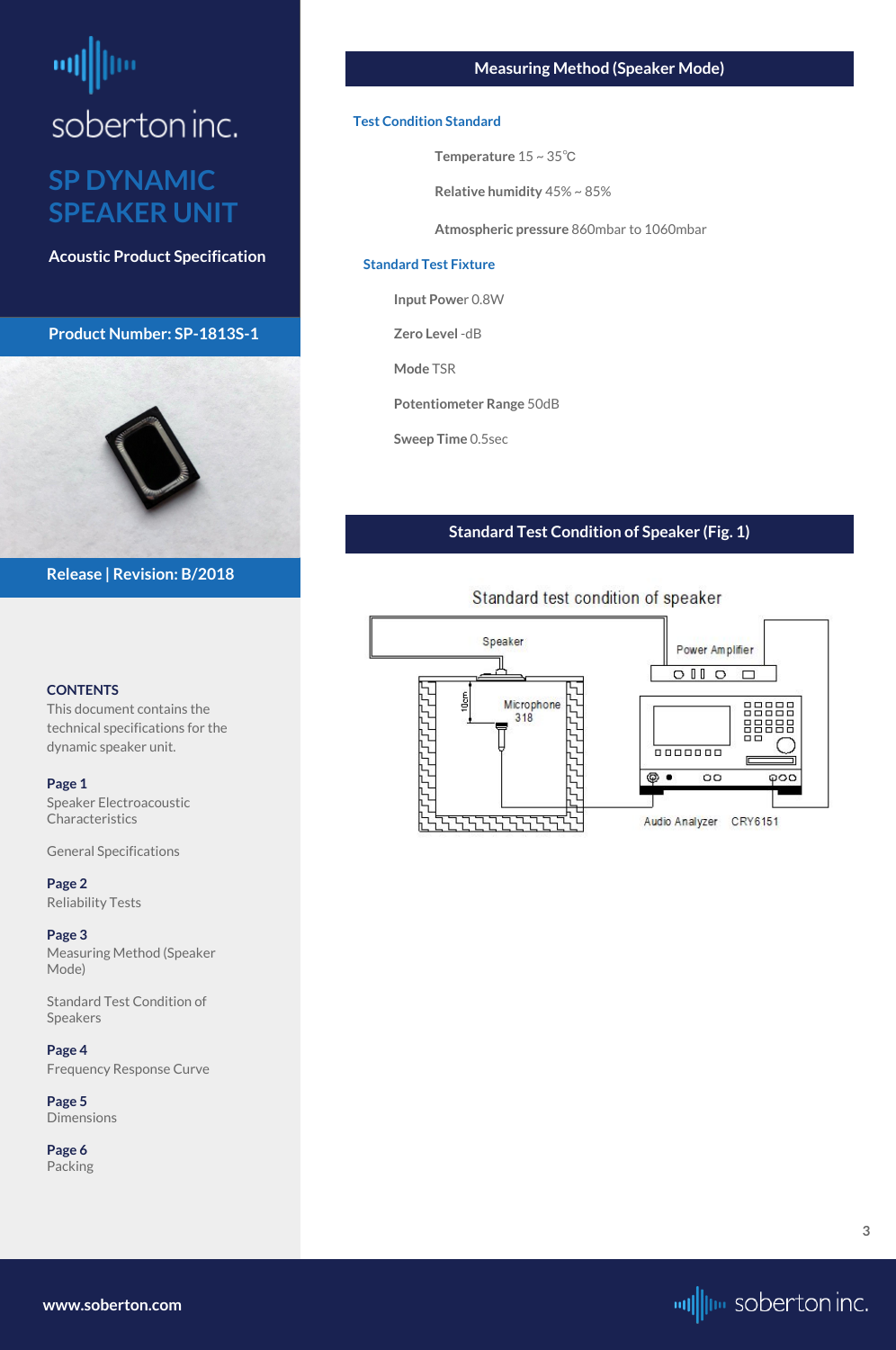soberton inc.

# SP DYNAMIC SPEAKER UNIT

**Acoustic Product Specification**

**Product Number: SP-1813S-1**

**Release | Revision: B/2018**

**CONTENTS**

This document contains the technical specifications for the dynamic speaker unit.

**Page 1**
Speaker Electroacoustic Characteristics

General Specifications

**Page 2**
Reliability Tests

**Page 3**
Measuring Method (Speaker Mode)

Standard Test Condition of Speakers

**Page 4**
Frequency Response Curve

**Page 5**
Dimensions

**Page 6**
Packing

## Measuring Method (Speaker Mode)

### Test Condition Standard

**Temperature** 15 ~ 35℃

**Relative humidity** 45% ~ 85%

**Atmospheric pressure** 860mbar to 1060mbar

### Standard Test Fixture

**Input Power** 0.8W

**Zero Level** -dB

**Mode** TSR

**Potentiometer Range** 50dB

**Sweep Time** 0.5sec

## Standard Test Condition of Speaker (Fig. 1)

Standard test condition of speaker

Speaker

Power Amplifier

10cm

Microphone 318

Audio Analyzer CRY6151

www.soberton.com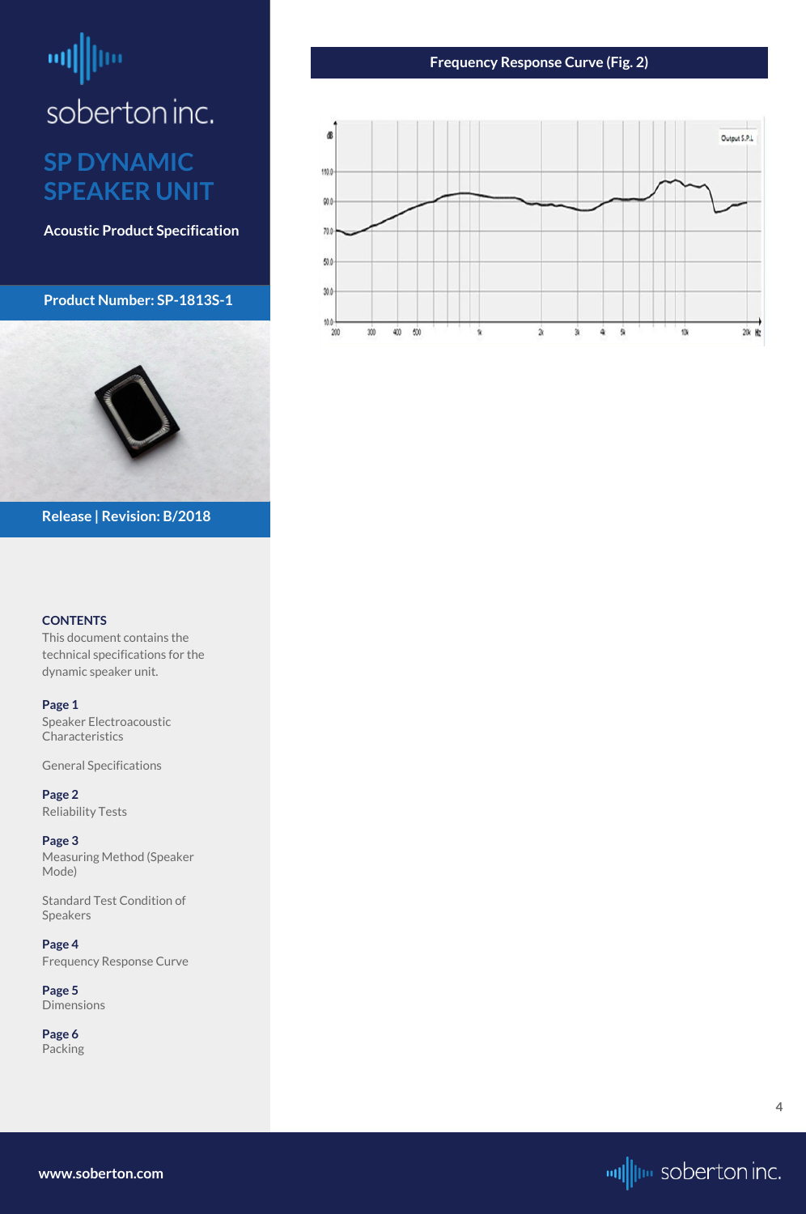soberton inc.

# SP DYNAMIC SPEAKER UNIT

**Acoustic Product Specification**

**Product Number: SP-1813S-1**

**Release | Revision: B/2018**

**CONTENTS**

This document contains the technical specifications for the dynamic speaker unit.

**Page 1**
Speaker Electroacoustic Characteristics

General Specifications

**Page 2**
Reliability Tests

**Page 3**
Measuring Method (Speaker Mode)

Standard Test Condition of Speakers

**Page 4**
Frequency Response Curve

**Page 5**
Dimensions

**Page 6**
Packing

## Frequency Response Curve (Fig. 2)

dB

Output S.P.L

110.0
90.0
70.0
50.0
30.0
10.0

200 300 400 500 1k 2k 3k 4k 5k 10k 20k Hz

**www.soberton.com**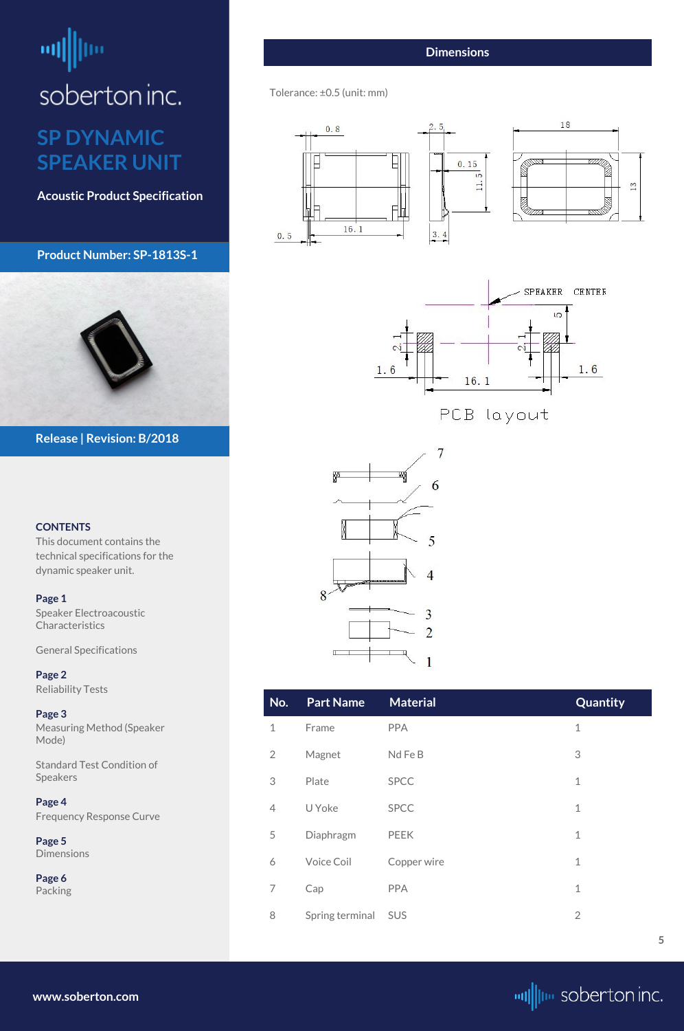# SP DYNAMIC SPEAKER UNIT

**Acoustic Product Specification**

**Product Number: SP-1813S-1**

**Release | Revision: B/2018**

**CONTENTS**
This document contains the technical specifications for the dynamic speaker unit.

**Page 1**
Speaker Electroacoustic Characteristics

General Specifications

**Page 2**
Reliability Tests

**Page 3**
Measuring Method (Speaker Mode)

Standard Test Condition of Speakers

**Page 4**
Frequency Response Curve

**Page 5**
Dimensions

**Page 6**
Packing

## Dimensions

Tolerance: ±0.5 (unit: mm)

PCB layout

| No. | Part Name | Material | Quantity |
|---|---|---|---|
| 1 | Frame | PPA | 1 |
| 2 | Magnet | Nd Fe B | 3 |
| 3 | Plate | SPCC | 1 |
| 4 | U Yoke | SPCC | 1 |
| 5 | Diaphragm | PEEK | 1 |
| 6 | Voice Coil | Copper wire | 1 |
| 7 | Cap | PPA | 1 |
| 8 | Spring terminal | SUS | 2 |

www.soberton.com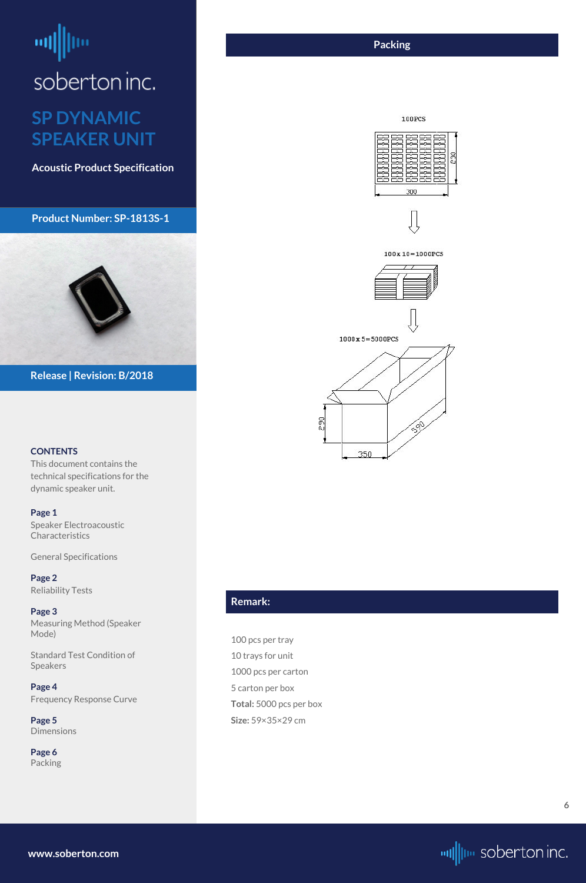soberton inc.

# SP DYNAMIC SPEAKER UNIT

**Acoustic Product Specification**

**Product Number: SP-1813S-1**

**Release | Revision: B/2018**

**CONTENTS**

This document contains the technical specifications for the dynamic speaker unit.

**Page 1**
Speaker Electroacoustic Characteristics

General Specifications

**Page 2**
Reliability Tests

**Page 3**
Measuring Method (Speaker Mode)

Standard Test Condition of Speakers

**Page 4**
Frequency Response Curve

**Page 5**
Dimensions

**Page 6**
Packing

## Packing

100PCS

230

300

100x10=1000PCS

1000x5=5000PCS

290

350

590

## Remark:

100 pcs per tray

10 trays for unit

1000 pcs per carton

5 carton per box

**Total:** 5000 pcs per box

**Size:** 59×35×29 cm

**www.soberton.com**